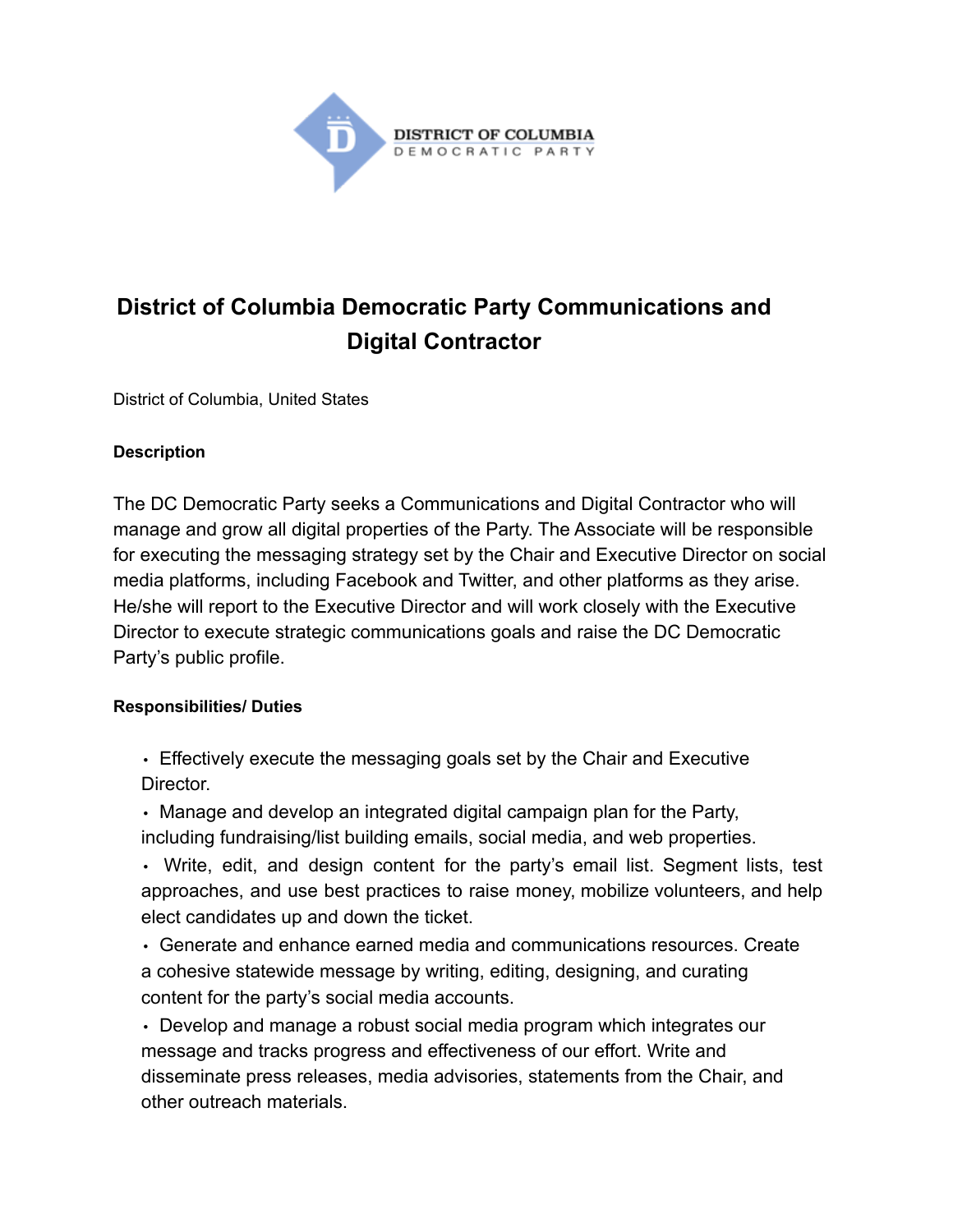# District of Columbia Democratic Party Communications and Digital Contractor

District of Columbia, United States

**Description**

The DC Democratic Party seeks a Communications and Digital Contractor who will manage and grow all digital properties of the Party. The Associate will be responsible for executing the messaging strategy set by the Chair and Executive Director on social media platforms, including Facebook and Twitter, and other platforms as they arise. He/she will report to the Executive Director and will work closely with the Executive Director to execute strategic communications goals and raise the DC Democratic Party's public profile.

**Responsibilities/ Duties**

- Effectively execute the messaging goals set by the Chair and Executive Director.
- Manage and develop an integrated digital campaign plan for the Party, including fundraising/list building emails, social media, and web properties.
- Write, edit, and design content for the party's email list. Segment lists, test approaches, and use best practices to raise money, mobilize volunteers, and help elect candidates up and down the ticket.
- Generate and enhance earned media and communications resources. Create a cohesive statewide message by writing, editing, designing, and curating content for the party's social media accounts.
- Develop and manage a robust social media program which integrates our message and tracks progress and effectiveness of our effort. Write and disseminate press releases, media advisories, statements from the Chair, and other outreach materials.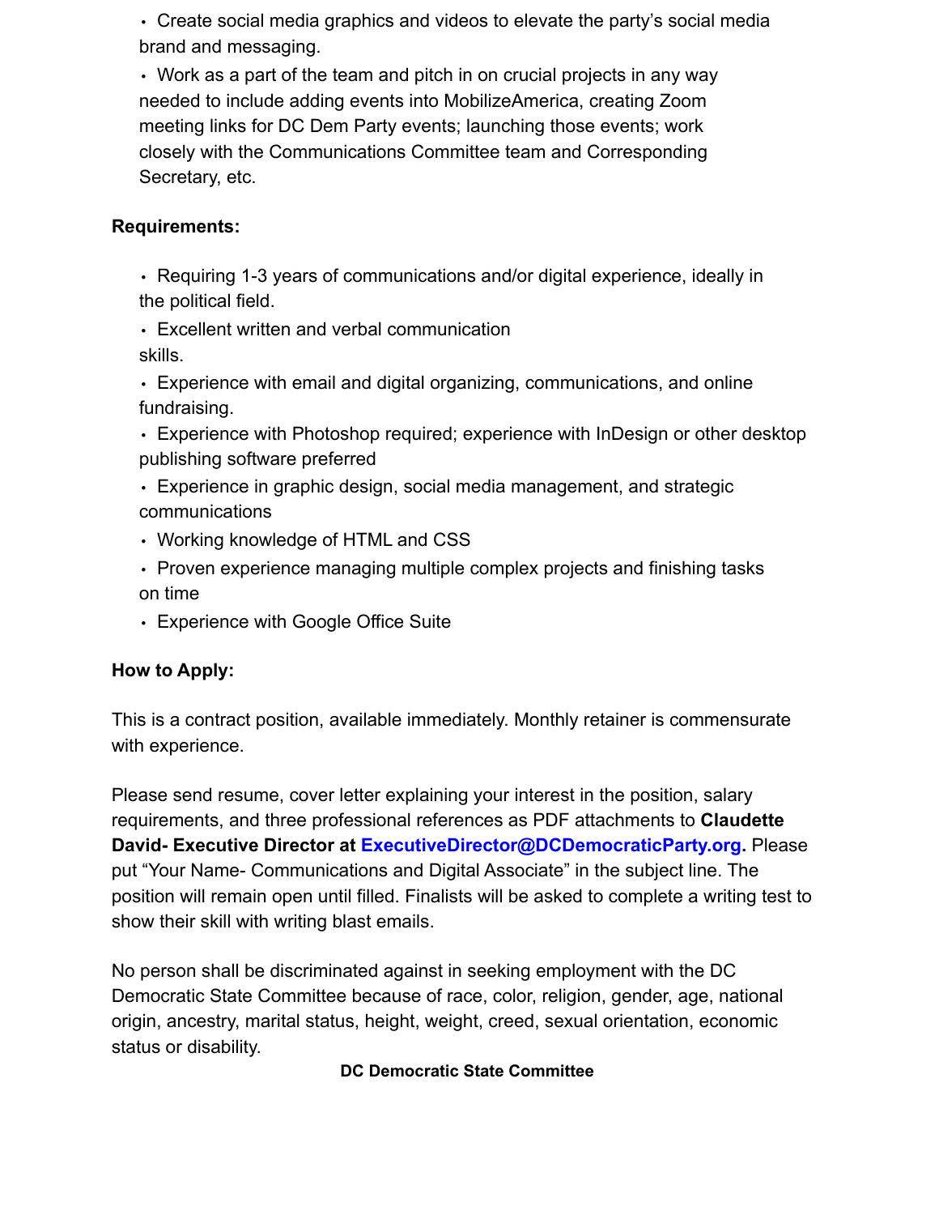- Create social media graphics and videos to elevate the party's social media brand and messaging.
- Work as a part of the team and pitch in on crucial projects in any way needed to include adding events into MobilizeAmerica, creating Zoom meeting links for DC Dem Party events; launching those events; work closely with the Communications Committee team and Corresponding Secretary, etc.

**Requirements:**

- Requiring 1-3 years of communications and/or digital experience, ideally in the political field.
- Excellent written and verbal communication skills.
- Experience with email and digital organizing, communications, and online fundraising.
- Experience with Photoshop required; experience with InDesign or other desktop publishing software preferred
- Experience in graphic design, social media management, and strategic communications
- Working knowledge of HTML and CSS
- Proven experience managing multiple complex projects and finishing tasks on time
- Experience with Google Office Suite

**How to Apply:**

This is a contract position, available immediately. Monthly retainer is commensurate with experience.

Please send resume, cover letter explaining your interest in the position, salary requirements, and three professional references as PDF attachments to **Claudette David- Executive Director at ExecutiveDirector@DCDemocraticParty.org.** Please put "Your Name- Communications and Digital Associate" in the subject line. The position will remain open until filled. Finalists will be asked to complete a writing test to show their skill with writing blast emails.

No person shall be discriminated against in seeking employment with the DC Democratic State Committee because of race, color, religion, gender, age, national origin, ancestry, marital status, height, weight, creed, sexual orientation, economic status or disability.

**DC Democratic State Committee**